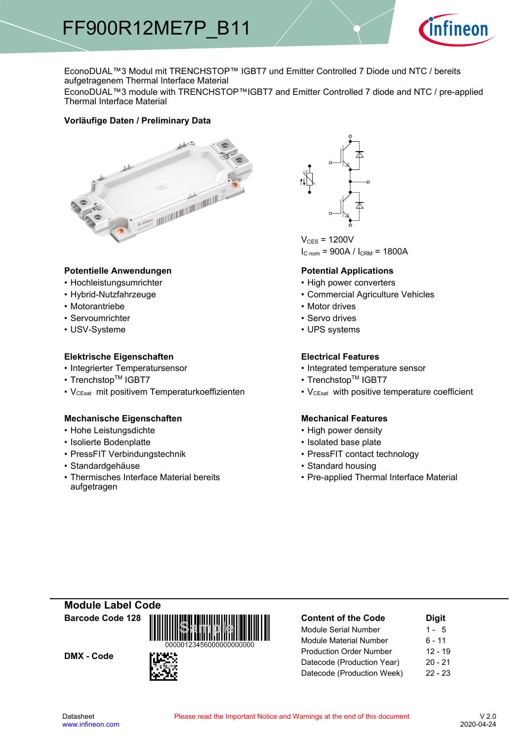# FF900R12ME7P_B11

EconoDUAL™3 Modul mit TRENCHSTOP™ IGBT7 und Emitter Controlled 7 Diode und NTC / bereits aufgetragenem Thermal Interface Material

EconoDUAL™3 module with TRENCHSTOP™IGBT7 and Emitter Controlled 7 diode and NTC / pre-applied Thermal Interface Material

**Vorläufige Daten / Preliminary Data**

$V_{CES}$ = 1200V

$I_{C\ nom}$ = 900A / $I_{CRM}$ = 1800A

### Potentielle Anwendungen
- Hochleistungsumrichter
- Hybrid-Nutzfahrzeuge
- Motorantriebe
- Servoumrichter
- USV-Systeme

### Potential Applications
- High power converters
- Commercial Agriculture Vehicles
- Motor drives
- Servo drives
- UPS systems

### Elektrische Eigenschaften
- Integrierter Temperatursensor
- Trenchstop™ IGBT7
- $V_{CEsat}$ mit positivem Temperaturkoeffizienten

### Electrical Features
- Integrated temperature sensor
- Trenchstop™ IGBT7
- $V_{CEsat}$ with positive temperature coefficient

### Mechanische Eigenschaften
- Hohe Leistungsdichte
- Isolierte Bodenplatte
- PressFIT Verbindungstechnik
- Standardgehäuse
- Thermisches Interface Material bereits aufgetragen

### Mechanical Features
- High power density
- Isolated base plate
- PressFIT contact technology
- Standard housing
- Pre-applied Thermal Interface Material

## Module Label Code

**Barcode Code 128**

00000123456000000000000

**DMX - Code**

| Content of the Code | Digit |
|---|---|
| Module Serial Number | 1 - 5 |
| Module Material Number | 6 - 11 |
| Production Order Number | 12 - 19 |
| Datecode (Production Year) | 20 - 21 |
| Datecode (Production Week) | 22 - 23 |

Datasheet
www.infineon.com

Please read the Important Notice and Warnings at the end of this document

V 2.0
2020-04-24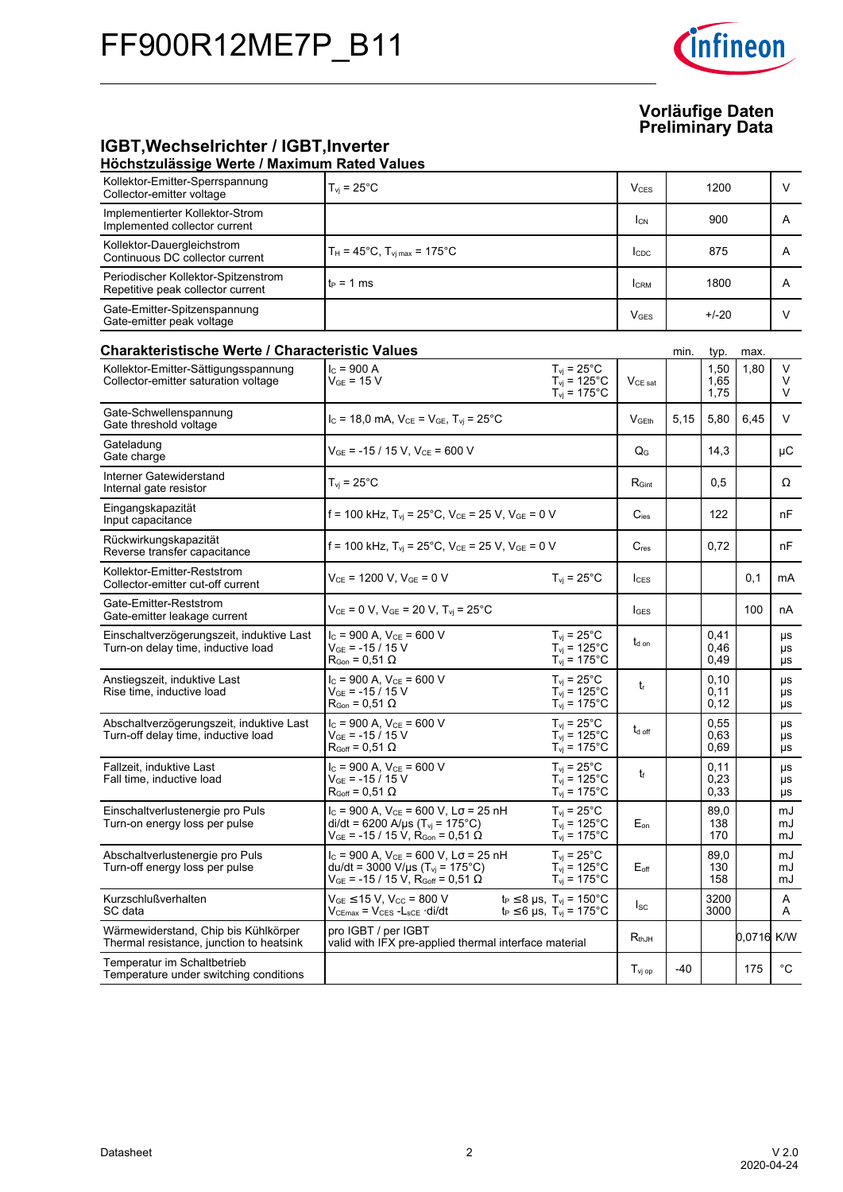# FF900R12ME7P_B11

**Vorläufige Daten**
**Preliminary Data**

## IGBT,Wechselrichter / IGBT,Inverter

### Höchstzulässige Werte / Maximum Rated Values

| | | | | |
|---|---|---|---|---|
| Kollektor-Emitter-Sperrspannung<br>Collector-emitter voltage | $T_{vj}$ = 25°C | $V_{CES}$ | 1200 | V |
| Implementierter Kollektor-Strom<br>Implemented collector current | | $I_{CN}$ | 900 | A |
| Kollektor-Dauergleichstrom<br>Continuous DC collector current | $T_H$ = 45°C, $T_{vj\,max}$ = 175°C | $I_{CDC}$ | 875 | A |
| Periodischer Kollektor-Spitzenstrom<br>Repetitive peak collector current | $t_P$ = 1 ms | $I_{CRM}$ | 1800 | A |
| Gate-Emitter-Spitzenspannung<br>Gate-emitter peak voltage | | $V_{GES}$ | +/-20 | V |

### Charakteristische Werte / Characteristic Values

| | | | | min. | typ. | max. | |
|---|---|---|---|---|---|---|---|
| Kollektor-Emitter-Sättigungsspannung<br>Collector-emitter saturation voltage | $I_C$ = 900 A<br>$V_{GE}$ = 15 V | $T_{vj}$ = 25°C<br>$T_{vj}$ = 125°C<br>$T_{vj}$ = 175°C | $V_{CE\,sat}$ | | 1,50<br>1,65<br>1,75 | 1,80 | V<br>V<br>V |
| Gate-Schwellenspannung<br>Gate threshold voltage | $I_C$ = 18,0 mA, $V_{CE}$ = $V_{GE}$, $T_{vj}$ = 25°C | | $V_{GEth}$ | 5,15 | 5,80 | 6,45 | V |
| Gateladung<br>Gate charge | $V_{GE}$ = -15 / 15 V, $V_{CE}$ = 600 V | | $Q_G$ | | 14,3 | | µC |
| Interner Gatewiderstand<br>Internal gate resistor | $T_{vj}$ = 25°C | | $R_{Gint}$ | | 0,5 | | Ω |
| Eingangskapazität<br>Input capacitance | f = 100 kHz, $T_{vj}$ = 25°C, $V_{CE}$ = 25 V, $V_{GE}$ = 0 V | | $C_{ies}$ | | 122 | | nF |
| Rückwirkungskapazität<br>Reverse transfer capacitance | f = 100 kHz, $T_{vj}$ = 25°C, $V_{CE}$ = 25 V, $V_{GE}$ = 0 V | | $C_{res}$ | | 0,72 | | nF |
| Kollektor-Emitter-Reststrom<br>Collector-emitter cut-off current | $V_{CE}$ = 1200 V, $V_{GE}$ = 0 V | $T_{vj}$ = 25°C | $I_{CES}$ | | | 0,1 | mA |
| Gate-Emitter-Reststrom<br>Gate-emitter leakage current | $V_{CE}$ = 0 V, $V_{GE}$ = 20 V, $T_{vj}$ = 25°C | | $I_{GES}$ | | | 100 | nA |
| Einschaltverzögerungszeit, induktive Last<br>Turn-on delay time, inductive load | $I_C$ = 900 A, $V_{CE}$ = 600 V<br>$V_{GE}$ = -15 / 15 V<br>$R_{Gon}$ = 0,51 Ω | $T_{vj}$ = 25°C<br>$T_{vj}$ = 125°C<br>$T_{vj}$ = 175°C | $t_{d\,on}$ | | 0,41<br>0,46<br>0,49 | | µs<br>µs<br>µs |
| Anstiegszeit, induktive Last<br>Rise time, inductive load | $I_C$ = 900 A, $V_{CE}$ = 600 V<br>$V_{GE}$ = -15 / 15 V<br>$R_{Gon}$ = 0,51 Ω | $T_{vj}$ = 25°C<br>$T_{vj}$ = 125°C<br>$T_{vj}$ = 175°C | $t_r$ | | 0,10<br>0,11<br>0,12 | | µs<br>µs<br>µs |
| Abschaltverzögerungszeit, induktive Last<br>Turn-off delay time, inductive load | $I_C$ = 900 A, $V_{CE}$ = 600 V<br>$V_{GE}$ = -15 / 15 V<br>$R_{Goff}$ = 0,51 Ω | $T_{vj}$ = 25°C<br>$T_{vj}$ = 125°C<br>$T_{vj}$ = 175°C | $t_{d\,off}$ | | 0,55<br>0,63<br>0,69 | | µs<br>µs<br>µs |
| Fallzeit, induktive Last<br>Fall time, inductive load | $I_C$ = 900 A, $V_{CE}$ = 600 V<br>$V_{GE}$ = -15 / 15 V<br>$R_{Goff}$ = 0,51 Ω | $T_{vj}$ = 25°C<br>$T_{vj}$ = 125°C<br>$T_{vj}$ = 175°C | $t_f$ | | 0,11<br>0,23<br>0,33 | | µs<br>µs<br>µs |
| Einschaltverlustenergie pro Puls<br>Turn-on energy loss per pulse | $I_C$ = 900 A, $V_{CE}$ = 600 V, $L\sigma$ = 25 nH<br>di/dt = 6200 A/µs ($T_{vj}$ = 175°C)<br>$V_{GE}$ = -15 / 15 V, $R_{Gon}$ = 0,51 Ω | $T_{vj}$ = 25°C<br>$T_{vj}$ = 125°C<br>$T_{vj}$ = 175°C | $E_{on}$ | | 89,0<br>138<br>170 | | mJ<br>mJ<br>mJ |
| Abschaltverlustenergie pro Puls<br>Turn-off energy loss per pulse | $I_C$ = 900 A, $V_{CE}$ = 600 V, $L\sigma$ = 25 nH<br>du/dt = 3000 V/µs ($T_{vj}$ = 175°C)<br>$V_{GE}$ = -15 / 15 V, $R_{Goff}$ = 0,51 Ω | $T_{vj}$ = 25°C<br>$T_{vj}$ = 125°C<br>$T_{vj}$ = 175°C | $E_{off}$ | | 89,0<br>130<br>158 | | mJ<br>mJ<br>mJ |
| Kurzschlußverhalten<br>SC data | $V_{GE}$ ≤ 15 V, $V_{CC}$ = 800 V<br>$V_{CEmax}$ = $V_{CES}$ - $L_{sCE}$ ·di/dt | $t_P$ ≤ 8 µs, $T_{vj}$ = 150°C<br>$t_P$ ≤ 6 µs, $T_{vj}$ = 175°C | $I_{SC}$ | | 3200<br>3000 | | A<br>A |
| Wärmewiderstand, Chip bis Kühlkörper<br>Thermal resistance, junction to heatsink | pro IGBT / per IGBT<br>valid with IFX pre-applied thermal interface material | | $R_{thJH}$ | | | 0,0716 | K/W |
| Temperatur im Schaltbetrieb<br>Temperature under switching conditions | | | $T_{vj\,op}$ | -40 | | 175 | °C |

Datasheet

V 2.0
2020-04-24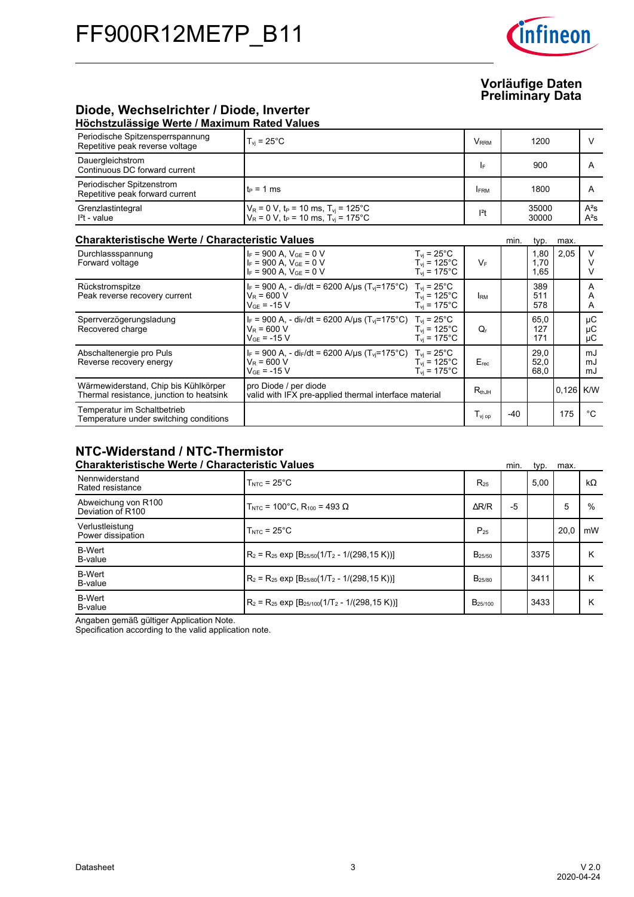**Vorläufige Daten**
**Preliminary Data**

## Diode, Wechselrichter / Diode, Inverter

### Höchstzulässige Werte / Maximum Rated Values

| | | | | |
|---|---|---|---|---|
| Periodische Spitzensperrspannung<br>Repetitive peak reverse voltage | $T_{vj}$ = 25°C | $V_{RRM}$ | 1200 | V |
| Dauergleichstrom<br>Continuous DC forward current | | $I_F$ | 900 | A |
| Periodischer Spitzenstrom<br>Repetitive peak forward current | $t_P$ = 1 ms | $I_{FRM}$ | 1800 | A |
| Grenzlastintegral<br>$I^2t$ - value | $V_R$ = 0 V, $t_P$ = 10 ms, $T_{vj}$ = 125°C<br>$V_R$ = 0 V, $t_P$ = 10 ms, $T_{vj}$ = 175°C | $I^2t$ | 35000<br>30000 | $A^2s$<br>$A^2s$ |

### Charakteristische Werte / Characteristic Values

| | | | | min. | typ. | max. | |
|---|---|---|---|---|---|---|---|
| Durchlassspannung<br>Forward voltage | $I_F$ = 900 A, $V_{GE}$ = 0 V<br>$I_F$ = 900 A, $V_{GE}$ = 0 V<br>$I_F$ = 900 A, $V_{GE}$ = 0 V | $T_{vj}$ = 25°C<br>$T_{vj}$ = 125°C<br>$T_{vj}$ = 175°C | $V_F$ | | 1,80<br>1,70<br>1,65 | 2,05 | V<br>V<br>V |
| Rückstromspitze<br>Peak reverse recovery current | $I_F$ = 900 A, - $di_F/dt$ = 6200 A/µs ($T_{vj}$=175°C)<br>$V_R$ = 600 V<br>$V_{GE}$ = -15 V | $T_{vj}$ = 25°C<br>$T_{vj}$ = 125°C<br>$T_{vj}$ = 175°C | $I_{RM}$ | | 389<br>511<br>578 | | A<br>A<br>A |
| Sperrverzögerungsladung<br>Recovered charge | $I_F$ = 900 A, - $di_F/dt$ = 6200 A/µs ($T_{vj}$=175°C)<br>$V_R$ = 600 V<br>$V_{GE}$ = -15 V | $T_{vj}$ = 25°C<br>$T_{vj}$ = 125°C<br>$T_{vj}$ = 175°C | $Q_r$ | | 65,0<br>127<br>171 | | µC<br>µC<br>µC |
| Abschaltenergie pro Puls<br>Reverse recovery energy | $I_F$ = 900 A, - $di_F/dt$ = 6200 A/µs ($T_{vj}$=175°C)<br>$V_R$ = 600 V<br>$V_{GE}$ = -15 V | $T_{vj}$ = 25°C<br>$T_{vj}$ = 125°C<br>$T_{vj}$ = 175°C | $E_{rec}$ | | 29,0<br>52,0<br>68,0 | | mJ<br>mJ<br>mJ |
| Wärmewiderstand, Chip bis Kühlkörper<br>Thermal resistance, junction to heatsink | pro Diode / per diode<br>valid with IFX pre-applied thermal interface material | | $R_{thJH}$ | | | 0,126 | K/W |
| Temperatur im Schaltbetrieb<br>Temperature under switching conditions | | | $T_{vj\ op}$ | -40 | | 175 | °C |

## NTC-Widerstand / NTC-Thermistor

### Charakteristische Werte / Characteristic Values

| | | | min. | typ. | max. | |
|---|---|---|---|---|---|---|
| Nennwiderstand<br>Rated resistance | $T_{NTC}$ = 25°C | $R_{25}$ | | 5,00 | | kΩ |
| Abweichung von R100<br>Deviation of R100 | $T_{NTC}$ = 100°C, $R_{100}$ = 493 Ω | ΔR/R | -5 | | 5 | % |
| Verlustleistung<br>Power dissipation | $T_{NTC}$ = 25°C | $P_{25}$ | | | 20,0 | mW |
| B-Wert<br>B-value | $R_2 = R_{25} \exp [B_{25/50}(1/T_2 - 1/(298,15\ K))]$ | $B_{25/50}$ | | 3375 | | K |
| B-Wert<br>B-value | $R_2 = R_{25} \exp [B_{25/80}(1/T_2 - 1/(298,15\ K))]$ | $B_{25/80}$ | | 3411 | | K |
| B-Wert<br>B-value | $R_2 = R_{25} \exp [B_{25/100}(1/T_2 - 1/(298,15\ K))]$ | $B_{25/100}$ | | 3433 | | K |

Angaben gemäß gültiger Application Note.
Specification according to the valid application note.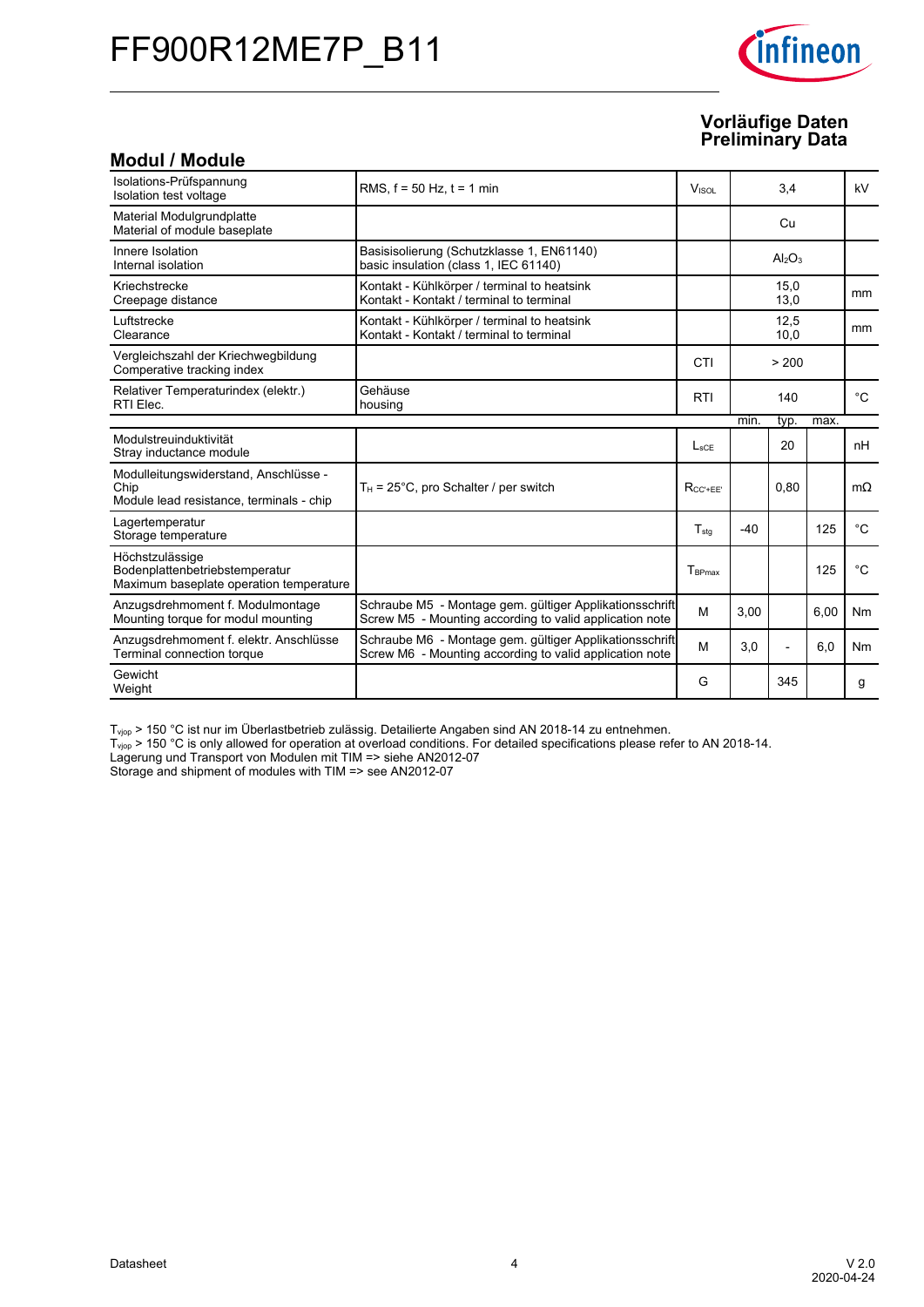Vorläufige Daten
Preliminary Data

## Modul / Module

| | | | | | | |
|---|---|---|---|---|---|---|
| Isolations-Prüfspannung<br>Isolation test voltage | RMS, f = 50 Hz, t = 1 min | $V_{ISOL}$ | | 3,4 | | kV |
| Material Modulgrundplatte<br>Material of module baseplate | | | | Cu | | |
| Innere Isolation<br>Internal isolation | Basisisolierung (Schutzklasse 1, EN61140)<br>basic insulation (class 1, IEC 61140) | | | $Al_2O_3$ | | |
| Kriechstrecke<br>Creepage distance | Kontakt - Kühlkörper / terminal to heatsink<br>Kontakt - Kontakt / terminal to terminal | | | 15,0<br>13,0 | | mm |
| Luftstrecke<br>Clearance | Kontakt - Kühlkörper / terminal to heatsink<br>Kontakt - Kontakt / terminal to terminal | | | 12,5<br>10,0 | | mm |
| Vergleichszahl der Kriechwegbildung<br>Comperative tracking index | | CTI | | > 200 | | |
| Relativer Temperaturindex (elektr.)<br>RTI Elec. | Gehäuse<br>housing | RTI | | 140 | | °C |
| | | | min. | typ. | max. | |
| Modulstreuinduktivität<br>Stray inductance module | | $L_{sCE}$ | | 20 | | nH |
| Modulleitungswiderstand, Anschlüsse - Chip<br>Module lead resistance, terminals - chip | $T_H$ = 25°C, pro Schalter / per switch | $R_{CC'+EE'}$ | | 0,80 | | mΩ |
| Lagertemperatur<br>Storage temperature | | $T_{stg}$ | -40 | | 125 | °C |
| Höchstzulässige Bodenplattenbetriebstemperatur<br>Maximum baseplate operation temperature | | $T_{BPmax}$ | | | 125 | °C |
| Anzugsdrehmoment f. Modulmontage<br>Mounting torque for modul mounting | Schraube M5 - Montage gem. gültiger Applikationsschrift<br>Screw M5 - Mounting according to valid application note | M | 3,00 | | 6,00 | Nm |
| Anzugsdrehmoment f. elektr. Anschlüsse<br>Terminal connection torque | Schraube M6 - Montage gem. gültiger Applikationsschrift<br>Screw M6 - Mounting according to valid application note | M | 3,0 | - | 6,0 | Nm |
| Gewicht<br>Weight | | G | | 345 | | g |

$T_{vjop}$ > 150 °C ist nur im Überlastbetrieb zulässig. Detailierte Angaben sind AN 2018-14 zu entnehmen.
$T_{vjop}$ > 150 °C is only allowed for operation at overload conditions. For detailed specifications please refer to AN 2018-14.
Lagerung und Transport von Modulen mit TIM => siehe AN2012-07
Storage and shipment of modules with TIM => see AN2012-07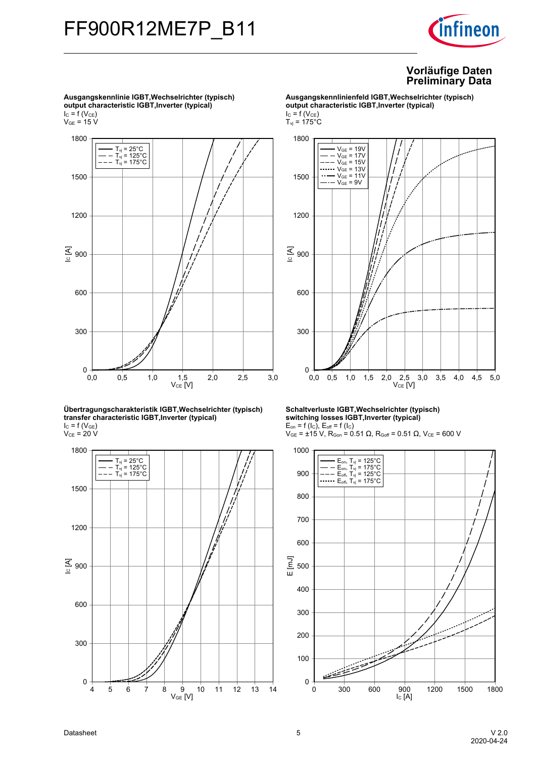**Vorläufige Daten**
**Preliminary Data**

**Ausgangskennlinie IGBT,Wechselrichter (typisch)**
**output characteristic IGBT,Inverter (typical)**
$I_C = f(V_{CE})$
$V_{GE} = 15\ V$

**Ausgangskennlinienfeld IGBT,Wechselrichter (typisch)**
**output characteristic IGBT,Inverter (typical)**
$I_C = f(V_{CE})$
$T_{vj} = 175°C$

**Übertragungscharakteristik IGBT,Wechselrichter (typisch)**
**transfer characteristic IGBT,Inverter (typical)**
$I_C = f(V_{GE})$
$V_{CE} = 20\ V$

**Schaltverluste IGBT,Wechselrichter (typisch)**
**switching losses IGBT,Inverter (typical)**
$E_{on} = f(I_C)$, $E_{off} = f(I_C)$
$V_{GE} = \pm15\ V$, $R_{Gon} = 0.51\ \Omega$, $R_{Goff} = 0.51\ \Omega$, $V_{CE} = 600\ V$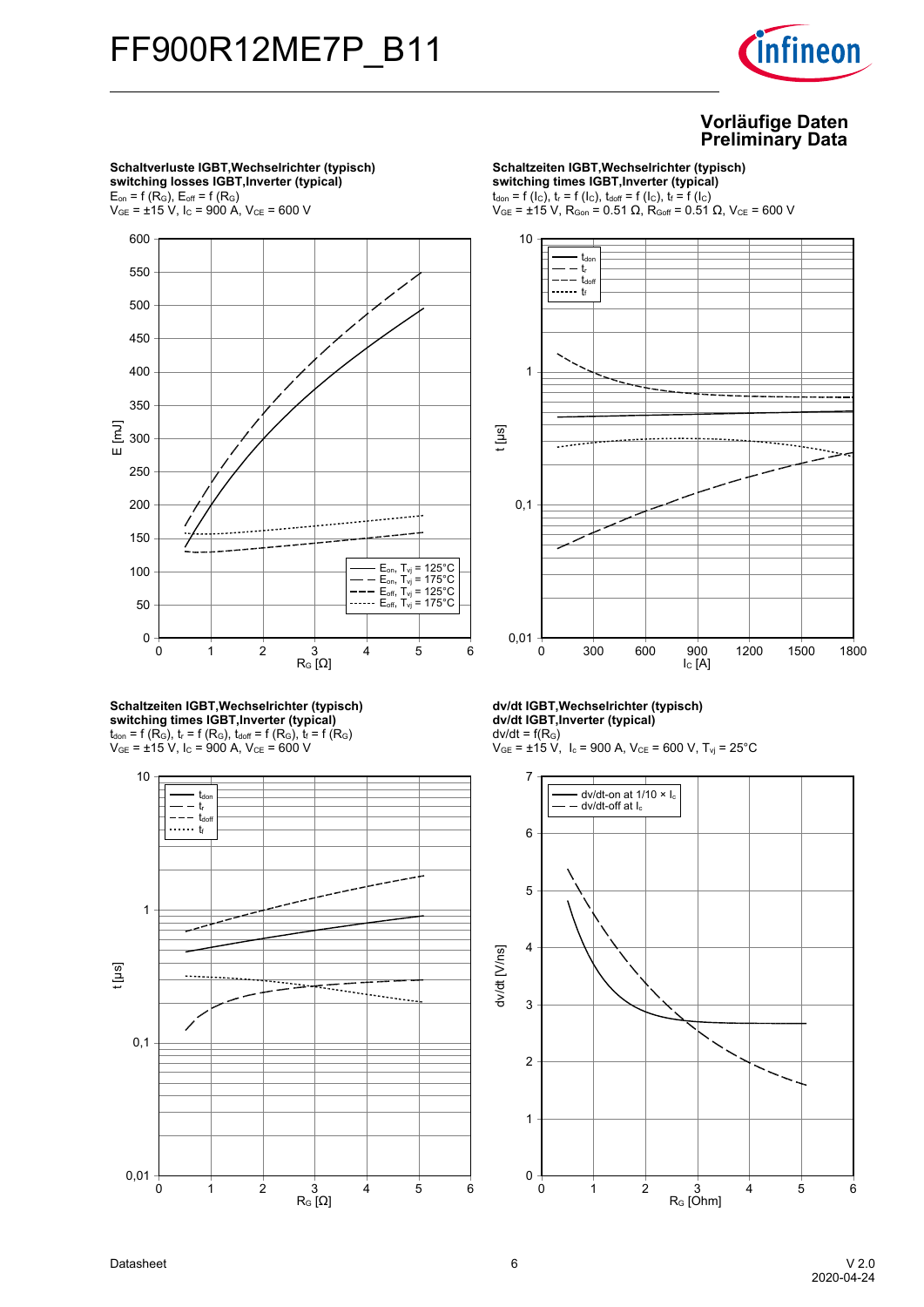# FF900R12ME7P_B11

**Vorläufige Daten**
**Preliminary Data**

**Schaltverluste IGBT,Wechselrichter (typisch)**
**switching losses IGBT,Inverter (typical)**
$E_{on} = f(R_G)$, $E_{off} = f(R_G)$
$V_{GE} = \pm 15$ V, $I_C = 900$ A, $V_{CE} = 600$ V

**Schaltzeiten IGBT,Wechselrichter (typisch)**
**switching times IGBT,Inverter (typical)**
$t_{don} = f(I_C)$, $t_r = f(I_C)$, $t_{doff} = f(I_C)$, $t_f = f(I_C)$
$V_{GE} = \pm 15$ V, $R_{Gon} = 0.51$ Ω, $R_{Goff} = 0.51$ Ω, $V_{CE} = 600$ V

**Schaltzeiten IGBT,Wechselrichter (typisch)**
**switching times IGBT,Inverter (typical)**
$t_{don} = f(R_G)$, $t_r = f(R_G)$, $t_{doff} = f(R_G)$, $t_f = f(R_G)$
$V_{GE} = \pm 15$ V, $I_C = 900$ A, $V_{CE} = 600$ V

**dv/dt IGBT,Wechselrichter (typisch)**
**dv/dt IGBT,Inverter (typical)**
$dv/dt = f(R_G)$
$V_{GE} = \pm 15$ V, $I_c = 900$ A, $V_{CE} = 600$ V, $T_{vj} = 25$°C

Datasheet

V 2.0
2020-04-24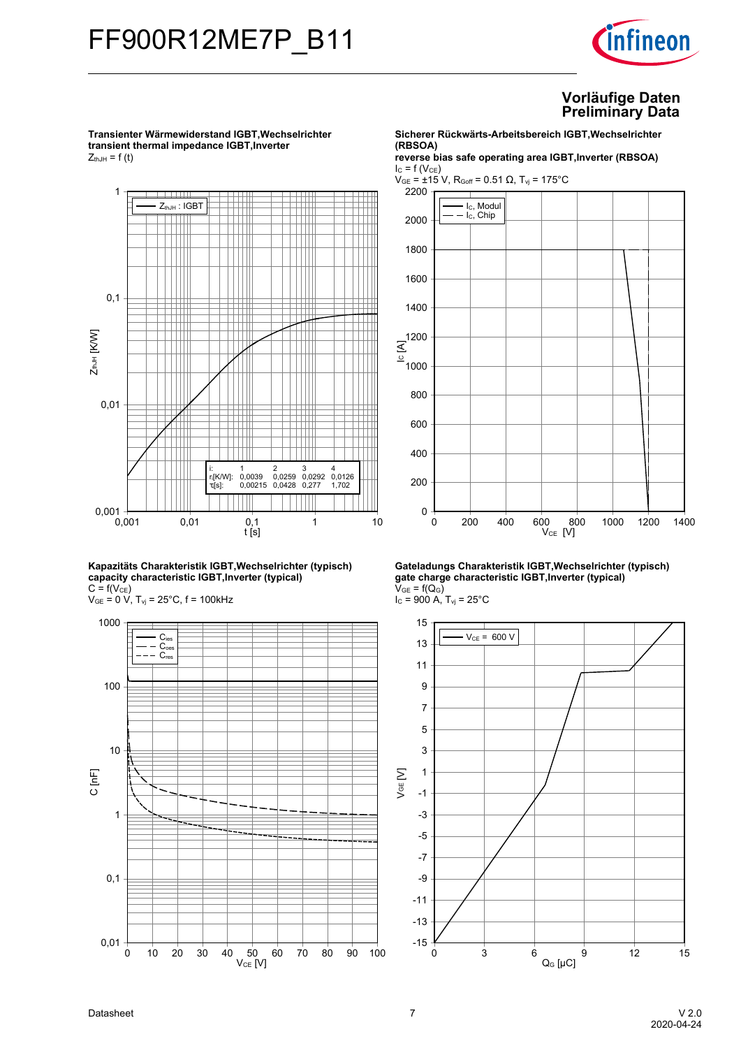# FF900R12ME7P_B11

**Vorläufige Daten**
**Preliminary Data**

**Transienter Wärmewiderstand IGBT,Wechselrichter**
**transient thermal impedance IGBT,Inverter**
$Z_{thJH} = f(t)$

| i: | 1 | 2 | 3 | 4 |
|---|---|---|---|---|
| $r_i$[K/W]: | 0,0039 | 0,0259 | 0,0292 | 0,0126 |
| $\tau_i$[s]: | 0,00215 | 0,0428 | 0,277 | 1,702 |

**Sicherer Rückwärts-Arbeitsbereich IGBT,Wechselrichter (RBSOA)**
**reverse bias safe operating area IGBT,Inverter (RBSOA)**
$I_C = f(V_{CE})$
$V_{GE} = \pm 15$ V, $R_{Goff} = 0.51\ \Omega$, $T_{vj} = 175°C$

**Kapazitäts Charakteristik IGBT,Wechselrichter (typisch)**
**capacity characteristic IGBT,Inverter (typical)**
$C = f(V_{CE})$
$V_{GE} = 0$ V, $T_{vj} = 25°C$, f = 100kHz

**Gateladungs Charakteristik IGBT,Wechselrichter (typisch)**
**gate charge characteristic IGBT,Inverter (typical)**
$V_{GE} = f(Q_G)$
$I_C = 900$ A, $T_{vj} = 25°C$

Datasheet

V 2.0
2020-04-24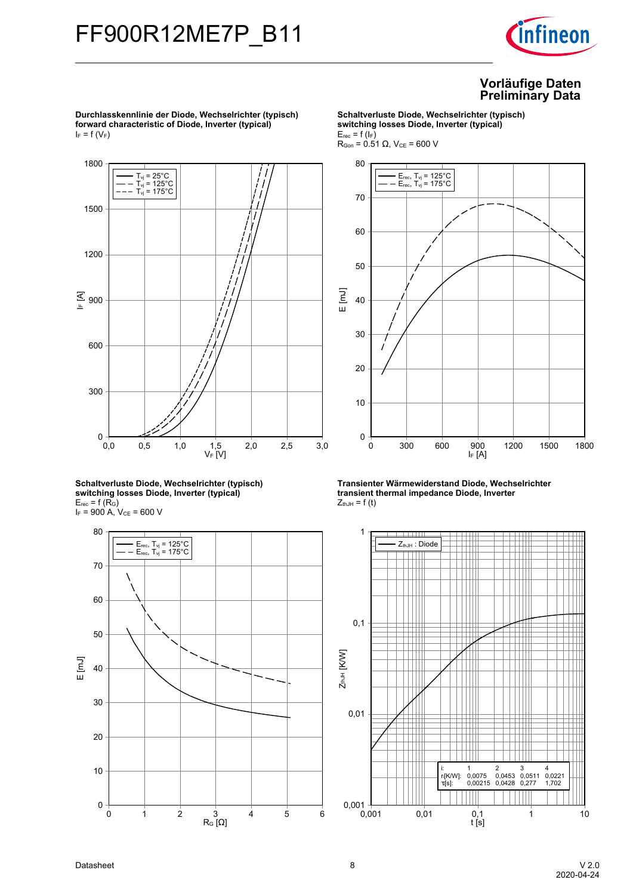# FF900R12ME7P_B11

**Vorläufige Daten**
**Preliminary Data**

**Durchlasskennlinie der Diode, Wechselrichter (typisch)**
**forward characteristic of Diode, Inverter (typical)**
$I_F = f(V_F)$

**Schaltverluste Diode, Wechselrichter (typisch)**
**switching losses Diode, Inverter (typical)**
$E_{rec} = f(I_F)$
$R_{Gon} = 0.51\ \Omega$, $V_{CE} = 600$ V

**Schaltverluste Diode, Wechselrichter (typisch)**
**switching losses Diode, Inverter (typical)**
$E_{rec} = f(R_G)$
$I_F = 900$ A, $V_{CE} = 600$ V

**Transienter Wärmewiderstand Diode, Wechselrichter**
**transient thermal impedance Diode, Inverter**
$Z_{thJH} = f(t)$

| i: | 1 | 2 | 3 | 4 |
|---|---|---|---|---|
| $r_i$[K/W]: | 0,0075 | 0,0453 | 0,0511 | 0,0221 |
| $\tau_i$[s]: | 0,00215 | 0,0428 | 0,277 | 1,702 |

Datasheet

V 2.0
2020-04-24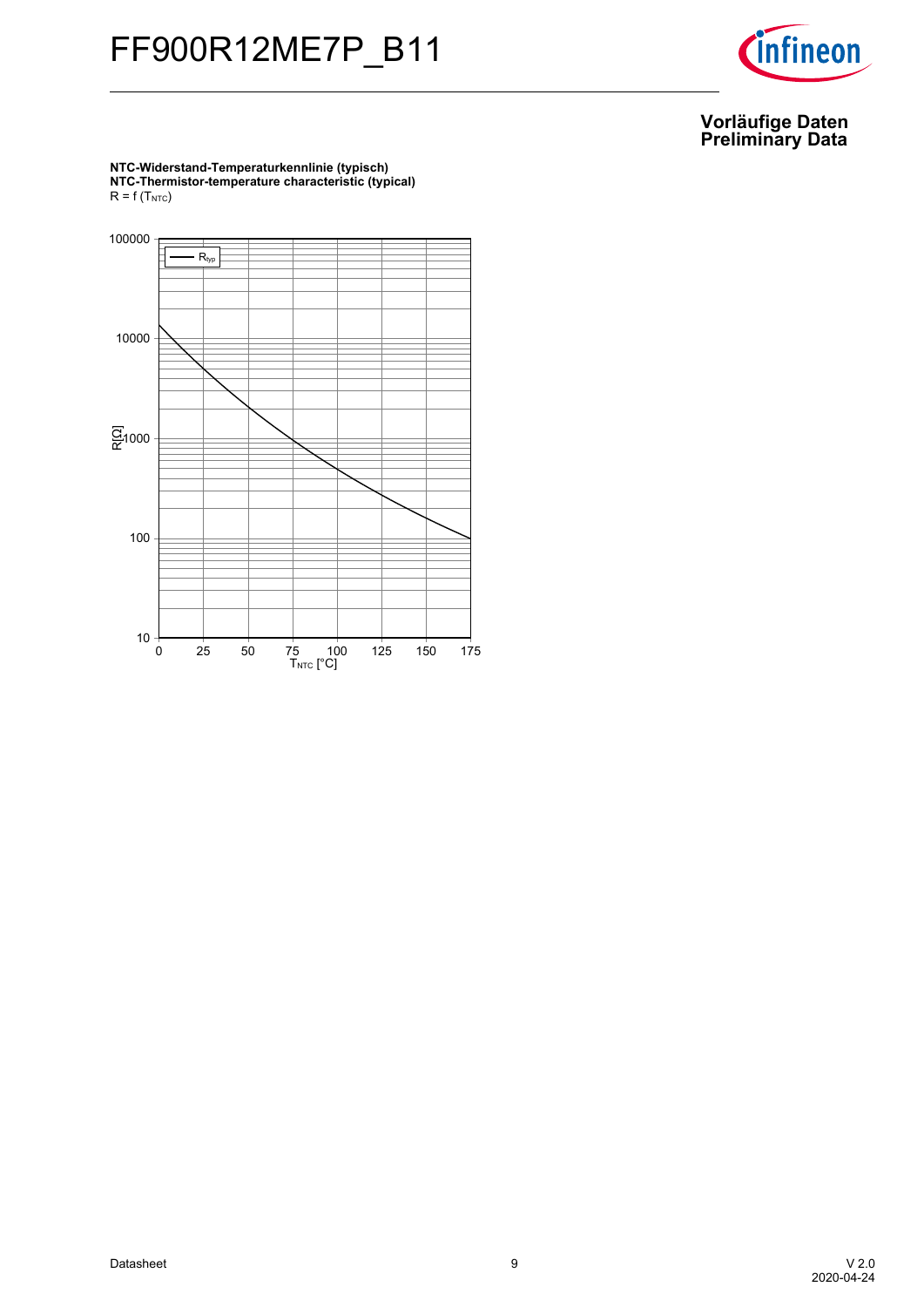**Vorläufige Daten**
**Preliminary Data**

**NTC-Widerstand-Temperaturkennlinie (typisch)**
**NTC-Thermistor-temperature characteristic (typical)**
$R = f(T_{NTC})$

| $T_{NTC}$ [°C] | R [Ω] |
|---|---|
| 0 | approx. 14000 |
| 25 | approx. 5000 |
| 50 | approx. 2000 |
| 75 | approx. 950 |
| 100 | approx. 500 |
| 125 | approx. 280 |
| 150 | approx. 160 |
| 175 | approx. 100 |

Legend: $R_{typ}$

Axes: $T_{NTC}$ [°C] from 0 to 175; R[Ω] logarithmic from 10 to 100000.

Values in the table above are read from the typical curve and are approximate.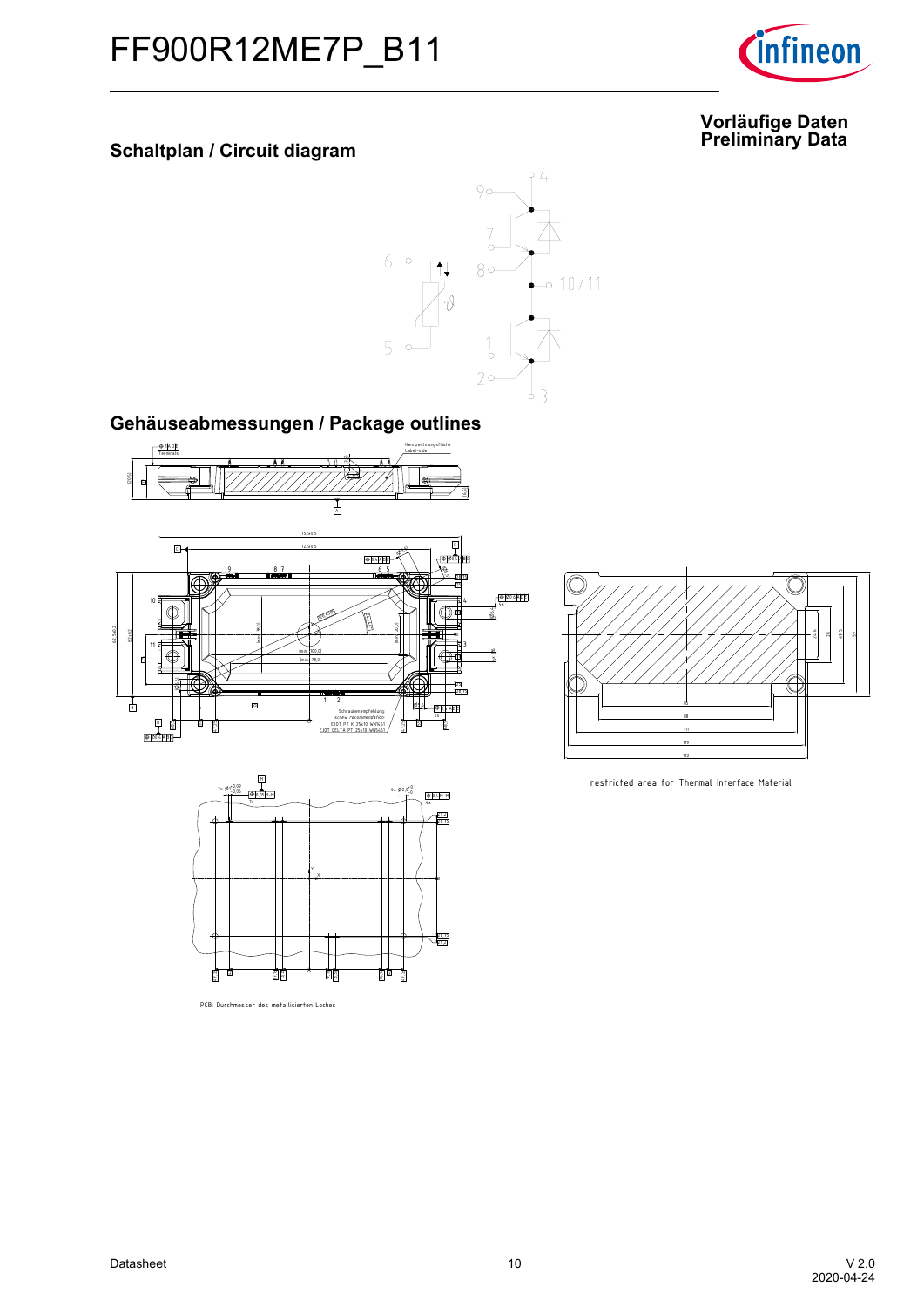# FF900R12ME7P_B11

**Vorläufige Daten**
**Preliminary Data**

## Schaltplan / Circuit diagram

## Gehäuseabmessungen / Package outlines

restricted area for Thermal Interface Material

- PCB: Durchmesser des metallisierten Loches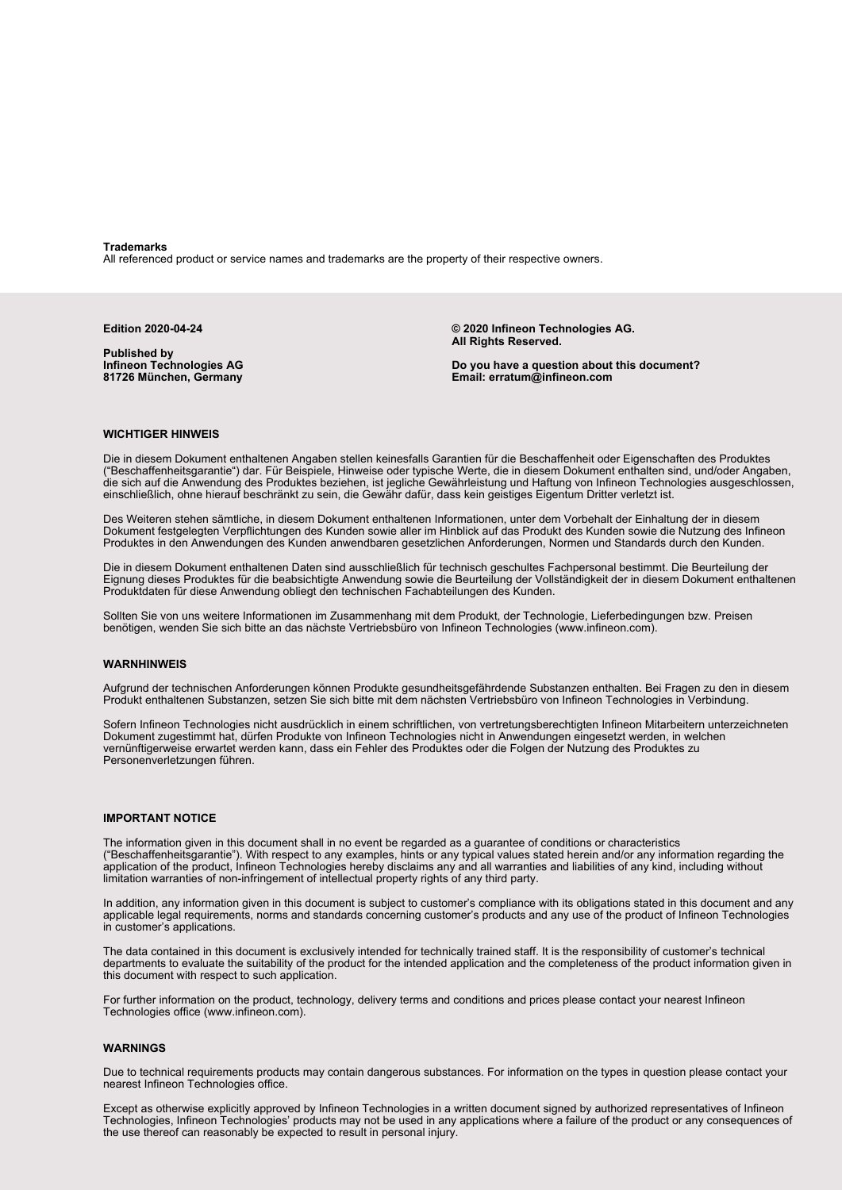**Trademarks**
All referenced product or service names and trademarks are the property of their respective owners.

**Edition 2020-04-24**

**Published by**
**Infineon Technologies AG**
**81726 München, Germany**

**© 2020 Infineon Technologies AG.**
**All Rights Reserved.**

**Do you have a question about this document?**
**Email: erratum@infineon.com**

**WICHTIGER HINWEIS**

Die in diesem Dokument enthaltenen Angaben stellen keinesfalls Garantien für die Beschaffenheit oder Eigenschaften des Produktes ("Beschaffenheitsgarantie") dar. Für Beispiele, Hinweise oder typische Werte, die in diesem Dokument enthalten sind, und/oder Angaben, die sich auf die Anwendung des Produktes beziehen, ist jegliche Gewährleistung und Haftung von Infineon Technologies ausgeschlossen, einschließlich, ohne hierauf beschränkt zu sein, die Gewähr dafür, dass kein geistiges Eigentum Dritter verletzt ist.

Des Weiteren stehen sämtliche, in diesem Dokument enthaltenen Informationen, unter dem Vorbehalt der Einhaltung der in diesem Dokument festgelegten Verpflichtungen des Kunden sowie aller im Hinblick auf das Produkt des Kunden sowie die Nutzung des Infineon Produktes in den Anwendungen des Kunden anwendbaren gesetzlichen Anforderungen, Normen und Standards durch den Kunden.

Die in diesem Dokument enthaltenen Daten sind ausschließlich für technisch geschultes Fachpersonal bestimmt. Die Beurteilung der Eignung dieses Produktes für die beabsichtigte Anwendung sowie die Beurteilung der Vollständigkeit der in diesem Dokument enthaltenen Produktdaten für diese Anwendung obliegt den technischen Fachabteilungen des Kunden.

Sollten Sie von uns weitere Informationen im Zusammenhang mit dem Produkt, der Technologie, Lieferbedingungen bzw. Preisen benötigen, wenden Sie sich bitte an das nächste Vertriebsbüro von Infineon Technologies (www.infineon.com).

**WARNHINWEIS**

Aufgrund der technischen Anforderungen können Produkte gesundheitsgefährdende Substanzen enthalten. Bei Fragen zu den in diesem Produkt enthaltenen Substanzen, setzen Sie sich bitte mit dem nächsten Vertriebsbüro von Infineon Technologies in Verbindung.

Sofern Infineon Technologies nicht ausdrücklich in einem schriftlichen, von vertretungsberechtigten Infineon Mitarbeitern unterzeichneten Dokument zugestimmt hat, dürfen Produkte von Infineon Technologies nicht in Anwendungen eingesetzt werden, in welchen vernünftigerweise erwartet werden kann, dass ein Fehler des Produktes oder die Folgen der Nutzung des Produktes zu Personenverletzungen führen.

**IMPORTANT NOTICE**

The information given in this document shall in no event be regarded as a guarantee of conditions or characteristics ("Beschaffenheitsgarantie"). With respect to any examples, hints or any typical values stated herein and/or any information regarding the application of the product, Infineon Technologies hereby disclaims any and all warranties and liabilities of any kind, including without limitation warranties of non-infringement of intellectual property rights of any third party.

In addition, any information given in this document is subject to customer's compliance with its obligations stated in this document and any applicable legal requirements, norms and standards concerning customer's products and any use of the product of Infineon Technologies in customer's applications.

The data contained in this document is exclusively intended for technically trained staff. It is the responsibility of customer's technical departments to evaluate the suitability of the product for the intended application and the completeness of the product information given in this document with respect to such application.

For further information on the product, technology, delivery terms and conditions and prices please contact your nearest Infineon Technologies office (www.infineon.com).

**WARNINGS**

Due to technical requirements products may contain dangerous substances. For information on the types in question please contact your nearest Infineon Technologies office.

Except as otherwise explicitly approved by Infineon Technologies in a written document signed by authorized representatives of Infineon Technologies, Infineon Technologies' products may not be used in any applications where a failure of the product or any consequences of the use thereof can reasonably be expected to result in personal injury.